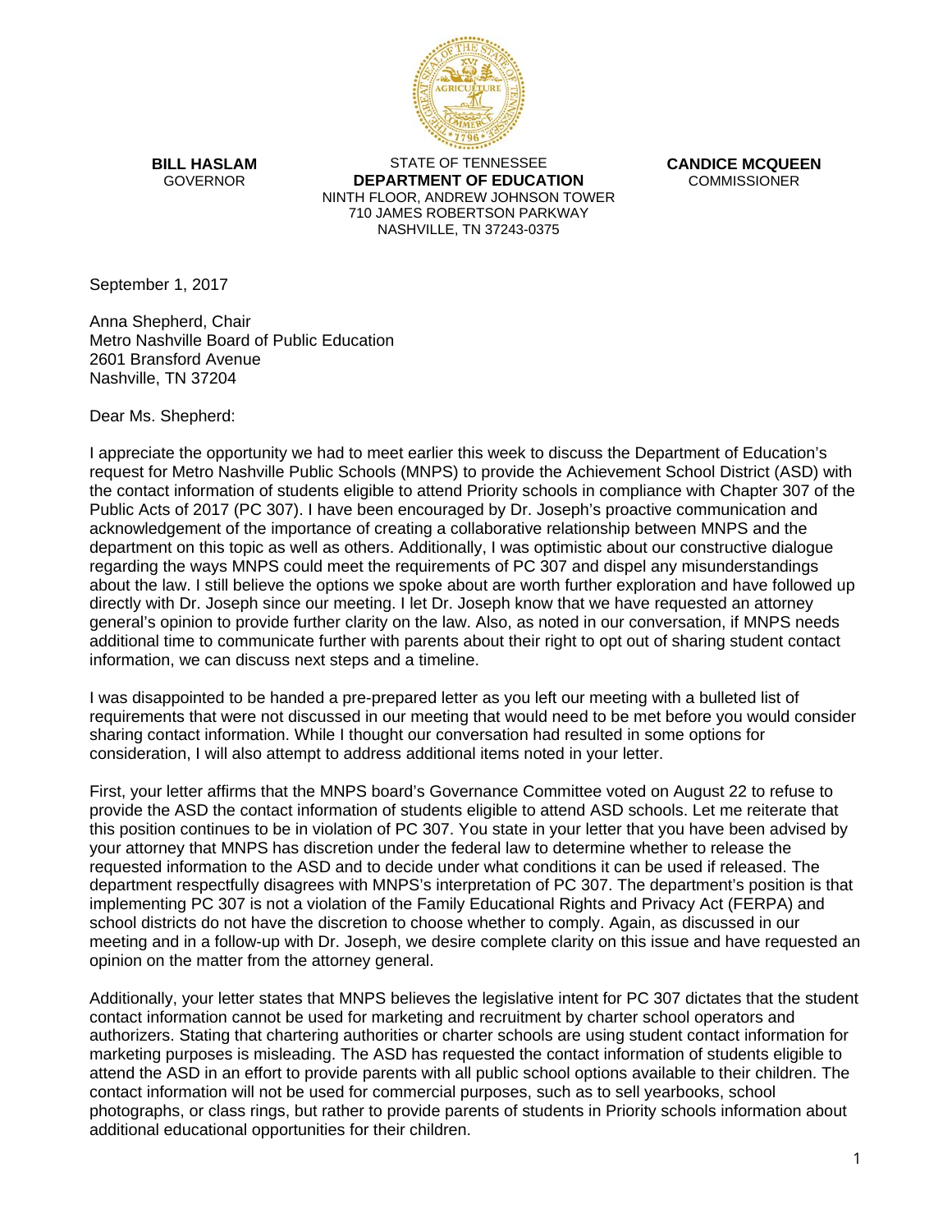**BILL HASLAM**
GOVERNOR

STATE OF TENNESSEE
**DEPARTMENT OF EDUCATION**
NINTH FLOOR, ANDREW JOHNSON TOWER
710 JAMES ROBERTSON PARKWAY
NASHVILLE, TN 37243-0375

**CANDICE MCQUEEN**
COMMISSIONER

September 1, 2017

Anna Shepherd, Chair
Metro Nashville Board of Public Education
2601 Bransford Avenue
Nashville, TN 37204

Dear Ms. Shepherd:

I appreciate the opportunity we had to meet earlier this week to discuss the Department of Education's request for Metro Nashville Public Schools (MNPS) to provide the Achievement School District (ASD) with the contact information of students eligible to attend Priority schools in compliance with Chapter 307 of the Public Acts of 2017 (PC 307). I have been encouraged by Dr. Joseph's proactive communication and acknowledgement of the importance of creating a collaborative relationship between MNPS and the department on this topic as well as others. Additionally, I was optimistic about our constructive dialogue regarding the ways MNPS could meet the requirements of PC 307 and dispel any misunderstandings about the law. I still believe the options we spoke about are worth further exploration and have followed up directly with Dr. Joseph since our meeting. I let Dr. Joseph know that we have requested an attorney general's opinion to provide further clarity on the law. Also, as noted in our conversation, if MNPS needs additional time to communicate further with parents about their right to opt out of sharing student contact information, we can discuss next steps and a timeline.

I was disappointed to be handed a pre-prepared letter as you left our meeting with a bulleted list of requirements that were not discussed in our meeting that would need to be met before you would consider sharing contact information. While I thought our conversation had resulted in some options for consideration, I will also attempt to address additional items noted in your letter.

First, your letter affirms that the MNPS board's Governance Committee voted on August 22 to refuse to provide the ASD the contact information of students eligible to attend ASD schools. Let me reiterate that this position continues to be in violation of PC 307. You state in your letter that you have been advised by your attorney that MNPS has discretion under the federal law to determine whether to release the requested information to the ASD and to decide under what conditions it can be used if released. The department respectfully disagrees with MNPS's interpretation of PC 307. The department's position is that implementing PC 307 is not a violation of the Family Educational Rights and Privacy Act (FERPA) and school districts do not have the discretion to choose whether to comply. Again, as discussed in our meeting and in a follow-up with Dr. Joseph, we desire complete clarity on this issue and have requested an opinion on the matter from the attorney general.

Additionally, your letter states that MNPS believes the legislative intent for PC 307 dictates that the student contact information cannot be used for marketing and recruitment by charter school operators and authorizers. Stating that chartering authorities or charter schools are using student contact information for marketing purposes is misleading. The ASD has requested the contact information of students eligible to attend the ASD in an effort to provide parents with all public school options available to their children. The contact information will not be used for commercial purposes, such as to sell yearbooks, school photographs, or class rings, but rather to provide parents of students in Priority schools information about additional educational opportunities for their children.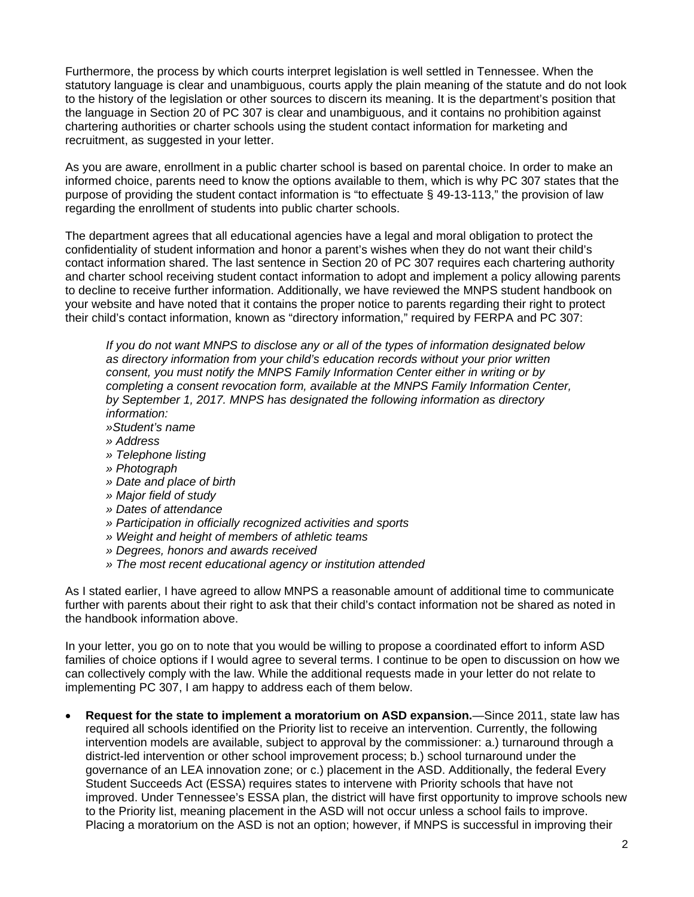Furthermore, the process by which courts interpret legislation is well settled in Tennessee. When the statutory language is clear and unambiguous, courts apply the plain meaning of the statute and do not look to the history of the legislation or other sources to discern its meaning. It is the department's position that the language in Section 20 of PC 307 is clear and unambiguous, and it contains no prohibition against chartering authorities or charter schools using the student contact information for marketing and recruitment, as suggested in your letter.

As you are aware, enrollment in a public charter school is based on parental choice. In order to make an informed choice, parents need to know the options available to them, which is why PC 307 states that the purpose of providing the student contact information is "to effectuate § 49-13-113," the provision of law regarding the enrollment of students into public charter schools.

The department agrees that all educational agencies have a legal and moral obligation to protect the confidentiality of student information and honor a parent's wishes when they do not want their child's contact information shared. The last sentence in Section 20 of PC 307 requires each chartering authority and charter school receiving student contact information to adopt and implement a policy allowing parents to decline to receive further information. Additionally, we have reviewed the MNPS student handbook on your website and have noted that it contains the proper notice to parents regarding their right to protect their child's contact information, known as "directory information," required by FERPA and PC 307:

> *If you do not want MNPS to disclose any or all of the types of information designated below as directory information from your child's education records without your prior written consent, you must notify the MNPS Family Information Center either in writing or by completing a consent revocation form, available at the MNPS Family Information Center, by September 1, 2017. MNPS has designated the following information as directory information:*
> *»Student's name*
> *» Address*
> *» Telephone listing*
> *» Photograph*
> *» Date and place of birth*
> *» Major field of study*
> *» Dates of attendance*
> *» Participation in officially recognized activities and sports*
> *» Weight and height of members of athletic teams*
> *» Degrees, honors and awards received*
> *» The most recent educational agency or institution attended*

As I stated earlier, I have agreed to allow MNPS a reasonable amount of additional time to communicate further with parents about their right to ask that their child's contact information not be shared as noted in the handbook information above.

In your letter, you go on to note that you would be willing to propose a coordinated effort to inform ASD families of choice options if I would agree to several terms. I continue to be open to discussion on how we can collectively comply with the law. While the additional requests made in your letter do not relate to implementing PC 307, I am happy to address each of them below.

- **Request for the state to implement a moratorium on ASD expansion.**—Since 2011, state law has required all schools identified on the Priority list to receive an intervention. Currently, the following intervention models are available, subject to approval by the commissioner: a.) turnaround through a district-led intervention or other school improvement process; b.) school turnaround under the governance of an LEA innovation zone; or c.) placement in the ASD. Additionally, the federal Every Student Succeeds Act (ESSA) requires states to intervene with Priority schools that have not improved. Under Tennessee's ESSA plan, the district will have first opportunity to improve schools new to the Priority list, meaning placement in the ASD will not occur unless a school fails to improve. Placing a moratorium on the ASD is not an option; however, if MNPS is successful in improving their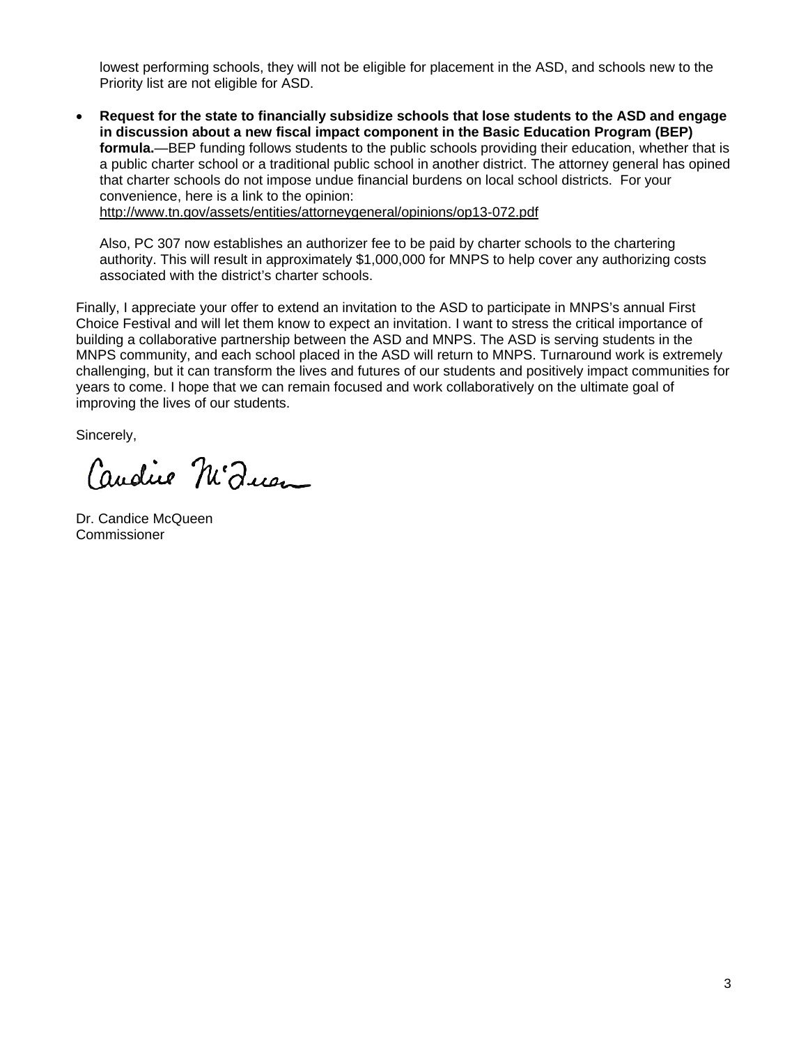lowest performing schools, they will not be eligible for placement in the ASD, and schools new to the Priority list are not eligible for ASD.

- **Request for the state to financially subsidize schools that lose students to the ASD and engage in discussion about a new fiscal impact component in the Basic Education Program (BEP) formula.**—BEP funding follows students to the public schools providing their education, whether that is a public charter school or a traditional public school in another district. The attorney general has opined that charter schools do not impose undue financial burdens on local school districts. For your convenience, here is a link to the opinion: http://www.tn.gov/assets/entities/attorneygeneral/opinions/op13-072.pdf

  Also, PC 307 now establishes an authorizer fee to be paid by charter schools to the chartering authority. This will result in approximately $1,000,000 for MNPS to help cover any authorizing costs associated with the district's charter schools.

Finally, I appreciate your offer to extend an invitation to the ASD to participate in MNPS's annual First Choice Festival and will let them know to expect an invitation. I want to stress the critical importance of building a collaborative partnership between the ASD and MNPS. The ASD is serving students in the MNPS community, and each school placed in the ASD will return to MNPS. Turnaround work is extremely challenging, but it can transform the lives and futures of our students and positively impact communities for years to come. I hope that we can remain focused and work collaboratively on the ultimate goal of improving the lives of our students.

Sincerely,

Candice McQueen

Dr. Candice McQueen
Commissioner